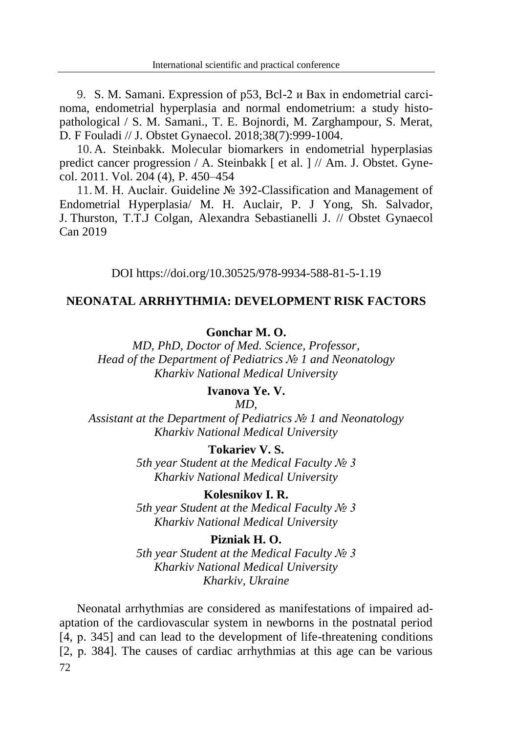9. S. M. Samani. Expression of p53, Bcl-2 и Bax in endometrial carcinoma, endometrial hyperplasia and normal endometrium: a study histopathological / S. M. Samani., T. E. Bojnordi, M. Zarghampour, S. Merat, D. F Fouladi // J. Obstet Gynaecol. 2018;38(7):999-1004.

10. A. Steinbakk. Molecular biomarkers in endometrial hyperplasias predict cancer progression / A. Steinbakk [ et al. ] // Am. J. Obstet. Gynecol. 2011. Vol. 204 (4), P. 450–454

11. M. H. Auclair. Guideline № 392-Classification and Management of Endometrial Hyperplasia/ M. H. Auclair, P. J Yong, Sh. Salvador, J. Thurston, T.T.J Colgan, Alexandra Sebastianelli J. // Obstet Gynaecol Can 2019

DOI https://doi.org/10.30525/978-9934-588-81-5-1.19

## NEONATAL ARRHYTHMIA: DEVELOPMENT RISK FACTORS

**Gonchar M. O.**
*MD, PhD, Doctor of Med. Science, Professor,*
*Head of the Department of Pediatrics № 1 and Neonatology*
*Kharkiv National Medical University*

**Ivanova Ye. V.**
*MD,*
*Assistant at the Department of Pediatrics № 1 and Neonatology*
*Kharkiv National Medical University*

**Tokariev V. S.**
*5th year Student at the Medical Faculty № 3*
*Kharkiv National Medical University*

**Kolesnikov I. R.**
*5th year Student at the Medical Faculty № 3*
*Kharkiv National Medical University*

**Pizniak H. O.**
*5th year Student at the Medical Faculty № 3*
*Kharkiv National Medical University*
*Kharkiv, Ukraine*

Neonatal arrhythmias are considered as manifestations of impaired adaptation of the cardiovascular system in newborns in the postnatal period [4, p. 345] and can lead to the development of life-threatening conditions [2, p. 384]. The causes of cardiac arrhythmias at this age can be various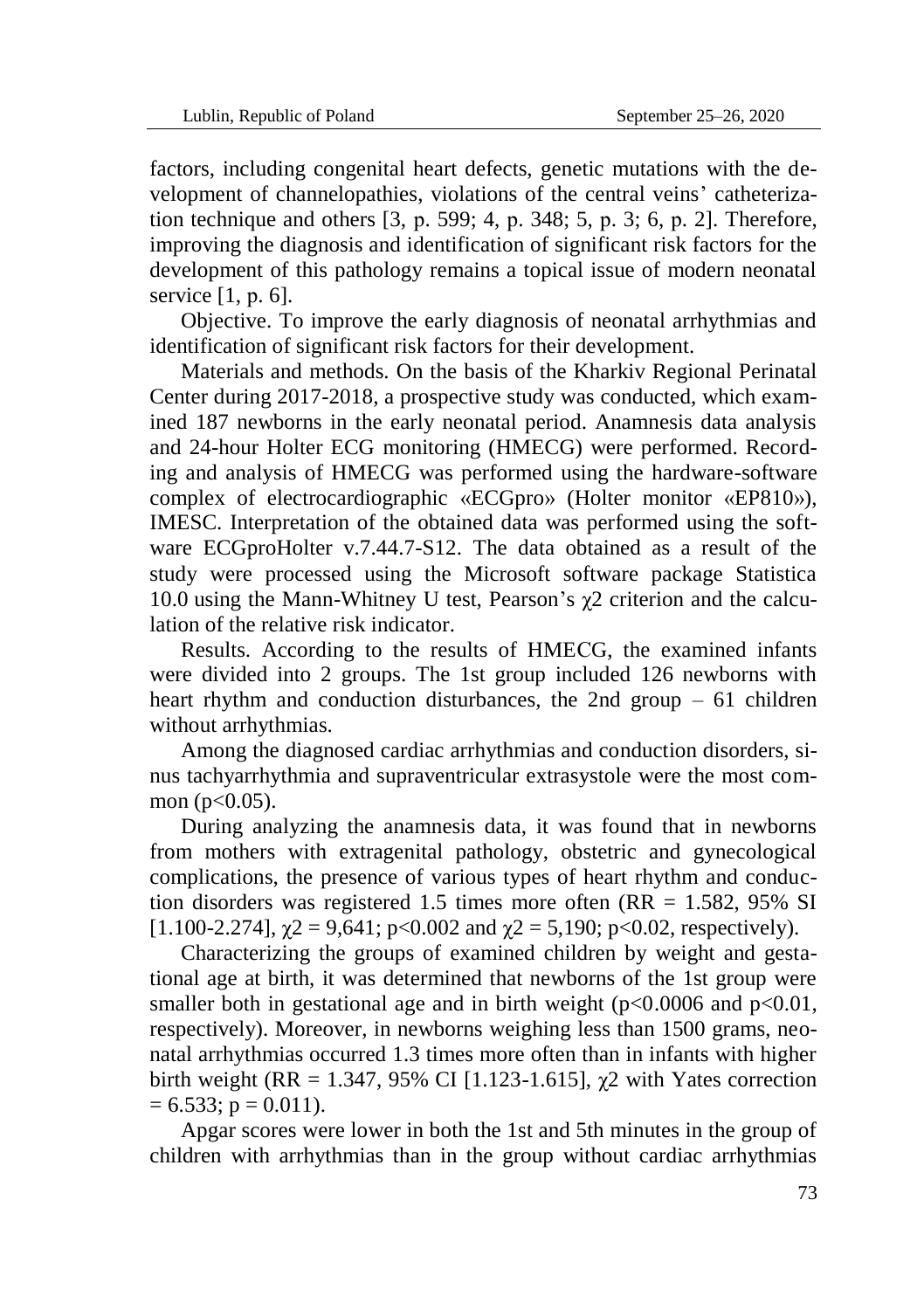factors, including congenital heart defects, genetic mutations with the development of channelopathies, violations of the central veins' catheterization technique and others [3, p. 599; 4, p. 348; 5, p. 3; 6, p. 2]. Therefore, improving the diagnosis and identification of significant risk factors for the development of this pathology remains a topical issue of modern neonatal service [1, p. 6].

Objective. To improve the early diagnosis of neonatal arrhythmias and identification of significant risk factors for their development.

Materials and methods. On the basis of the Kharkiv Regional Perinatal Center during 2017-2018, a prospective study was conducted, which examined 187 newborns in the early neonatal period. Anamnesis data analysis and 24-hour Holter ECG monitoring (HMECG) were performed. Recording and analysis of HMECG was performed using the hardware-software complex of electrocardiographic «ECGpro» (Holter monitor «EP810»), IMESC. Interpretation of the obtained data was performed using the software ECGproHolter v.7.44.7-S12. The data obtained as a result of the study were processed using the Microsoft software package Statistica 10.0 using the Mann-Whitney U test, Pearson's $\chi 2$ criterion and the calculation of the relative risk indicator.

Results. According to the results of HMECG, the examined infants were divided into 2 groups. The 1st group included 126 newborns with heart rhythm and conduction disturbances, the 2nd group – 61 children without arrhythmias.

Among the diagnosed cardiac arrhythmias and conduction disorders, sinus tachyarrhythmia and supraventricular extrasystole were the most common ($p<0.05$).

During analyzing the anamnesis data, it was found that in newborns from mothers with extragenital pathology, obstetric and gynecological complications, the presence of various types of heart rhythm and conduction disorders was registered 1.5 times more often (RR = 1.582, 95% SI [1.100-2.274], $\chi 2$ = 9,641; $p<0.002$ and $\chi 2$ = 5,190; $p<0.02$, respectively).

Characterizing the groups of examined children by weight and gestational age at birth, it was determined that newborns of the 1st group were smaller both in gestational age and in birth weight ($p<0.0006$ and $p<0.01$, respectively). Moreover, in newborns weighing less than 1500 grams, neonatal arrhythmias occurred 1.3 times more often than in infants with higher birth weight (RR = 1.347, 95% CI [1.123-1.615], $\chi 2$ with Yates correction = 6.533; p = 0.011).

Apgar scores were lower in both the 1st and 5th minutes in the group of children with arrhythmias than in the group without cardiac arrhythmias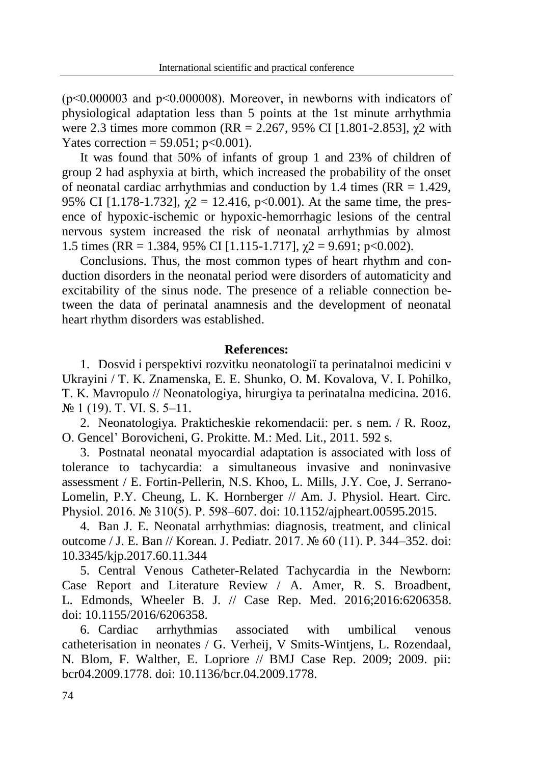($p<0.000003$ and $p<0.000008$). Moreover, in newborns with indicators of physiological adaptation less than 5 points at the 1st minute arrhythmia were 2.3 times more common (RR = 2.267, 95% CI [1.801-2.853], $\chi2$ with Yates correction = 59.051; $p<0.001$).

It was found that 50% of infants of group 1 and 23% of children of group 2 had asphyxia at birth, which increased the probability of the onset of neonatal cardiac arrhythmias and conduction by 1.4 times (RR = 1.429, 95% CI [1.178-1.732], $\chi2 = 12.416$, $p<0.001$). At the same time, the presence of hypoxic-ischemic or hypoxic-hemorrhagic lesions of the central nervous system increased the risk of neonatal arrhythmias by almost 1.5 times (RR = 1.384, 95% CI [1.115-1.717], $\chi2 = 9.691$; $p<0.002$).

Conclusions. Thus, the most common types of heart rhythm and conduction disorders in the neonatal period were disorders of automaticity and excitability of the sinus node. The presence of a reliable connection between the data of perinatal anamnesis and the development of neonatal heart rhythm disorders was established.

**References:**

1. Dosvid i perspektivi rozvitku neonatologiї ta perinatalnoi medicini v Ukrayini / T. K. Znamenska, E. E. Shunko, O. M. Kovalova, V. I. Pohilko, T. K. Mavropulo // Neonatologiya, hirurgiya ta perinatalna medicina. 2016. № 1 (19). T. VI. S. 5–11.
2. Neonatologiya. Prakticheskie rekomendacii: per. s nem. / R. Rooz, O. Gencel' Borovicheni, G. Prokitte. M.: Med. Lit., 2011. 592 s.
3. Postnatal neonatal myocardial adaptation is associated with loss of tolerance to tachycardia: a simultaneous invasive and noninvasive assessment / E. Fortin-Pellerin, N.S. Khoo, L. Mills, J.Y. Coe, J. Serrano-Lomelin, P.Y. Cheung, L. K. Hornberger // Am. J. Physiol. Heart. Circ. Physiol. 2016. № 310(5). P. 598–607. doi: 10.1152/ajpheart.00595.2015.
4. Ban J. E. Neonatal arrhythmias: diagnosis, treatment, and clinical outcome / J. E. Ban // Korean. J. Pediatr. 2017. № 60 (11). P. 344–352. doi: 10.3345/kjp.2017.60.11.344
5. Central Venous Catheter-Related Tachycardia in the Newborn: Case Report and Literature Review / A. Amer, R. S. Broadbent, L. Edmonds, Wheeler B. J. // Case Rep. Med. 2016;2016:6206358. doi: 10.1155/2016/6206358.
6. Cardiac arrhythmias associated with umbilical venous catheterisation in neonates / G. Verheij, V Smits-Wintjens, L. Rozendaal, N. Blom, F. Walther, E. Lopriore // BMJ Case Rep. 2009; 2009. pii: bcr04.2009.1778. doi: 10.1136/bcr.04.2009.1778.